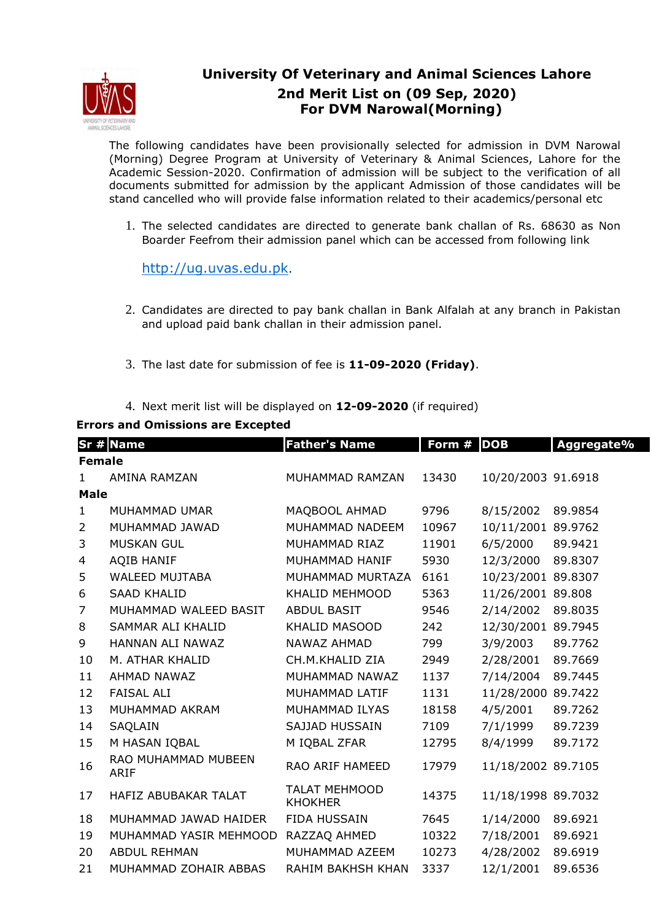# University Of Veterinary and Animal Sciences Lahore

## 2nd Merit List on (09 Sep, 2020)
## For DVM Narowal(Morning)

The following candidates have been provisionally selected for admission in DVM Narowal (Morning) Degree Program at University of Veterinary & Animal Sciences, Lahore for the Academic Session-2020. Confirmation of admission will be subject to the verification of all documents submitted for admission by the applicant Admission of those candidates will be stand cancelled who will provide false information related to their academics/personal etc

1. The selected candidates are directed to generate bank challan of Rs. 68630 as Non Boarder Feefrom their admission panel which can be accessed from following link

   http://ug.uvas.edu.pk.

2. Candidates are directed to pay bank challan in Bank Alfalah at any branch in Pakistan and upload paid bank challan in their admission panel.

3. The last date for submission of fee is **11-09-2020 (Friday)**.

4. Next merit list will be displayed on **12-09-2020** (if required)

**Errors and Omissions are Excepted**

| Sr # | Name | Father's Name | Form # | DOB | Aggregate% |
|---|---|---|---|---|---|
| **Female** | | | | | |
| 1 | AMINA RAMZAN | MUHAMMAD RAMZAN | 13430 | 10/20/2003 | 91.6918 |
| **Male** | | | | | |
| 1 | MUHAMMAD UMAR | MAQBOOL AHMAD | 9796 | 8/15/2002 | 89.9854 |
| 2 | MUHAMMAD JAWAD | MUHAMMAD NADEEM | 10967 | 10/11/2001 | 89.9762 |
| 3 | MUSKAN GUL | MUHAMMAD RIAZ | 11901 | 6/5/2000 | 89.9421 |
| 4 | AQIB HANIF | MUHAMMAD HANIF | 5930 | 12/3/2000 | 89.8307 |
| 5 | WALEED MUJTABA | MUHAMMAD MURTAZA | 6161 | 10/23/2001 | 89.8307 |
| 6 | SAAD KHALID | KHALID MEHMOOD | 5363 | 11/26/2001 | 89.808 |
| 7 | MUHAMMAD WALEED BASIT | ABDUL BASIT | 9546 | 2/14/2002 | 89.8035 |
| 8 | SAMMAR ALI KHALID | KHALID MASOOD | 242 | 12/30/2001 | 89.7945 |
| 9 | HANNAN ALI NAWAZ | NAWAZ AHMAD | 799 | 3/9/2003 | 89.7762 |
| 10 | M. ATHAR KHALID | CH.M.KHALID ZIA | 2949 | 2/28/2001 | 89.7669 |
| 11 | AHMAD NAWAZ | MUHAMMAD NAWAZ | 1137 | 7/14/2004 | 89.7445 |
| 12 | FAISAL ALI | MUHAMMAD LATIF | 1131 | 11/28/2000 | 89.7422 |
| 13 | MUHAMMAD AKRAM | MUHAMMAD ILYAS | 18158 | 4/5/2001 | 89.7262 |
| 14 | SAQLAIN | SAJJAD HUSSAIN | 7109 | 7/1/1999 | 89.7239 |
| 15 | M HASAN IQBAL | M IQBAL ZFAR | 12795 | 8/4/1999 | 89.7172 |
| 16 | RAO MUHAMMAD MUBEEN ARIF | RAO ARIF HAMEED | 17979 | 11/18/2002 | 89.7105 |
| 17 | HAFIZ ABUBAKAR TALAT | TALAT MEHMOOD KHOKHER | 14375 | 11/18/1998 | 89.7032 |
| 18 | MUHAMMAD JAWAD HAIDER | FIDA HUSSAIN | 7645 | 1/14/2000 | 89.6921 |
| 19 | MUHAMMAD YASIR MEHMOOD | RAZZAQ AHMED | 10322 | 7/18/2001 | 89.6921 |
| 20 | ABDUL REHMAN | MUHAMMAD AZEEM | 10273 | 4/28/2002 | 89.6919 |
| 21 | MUHAMMAD ZOHAIR ABBAS | RAHIM BAKHSH KHAN | 3337 | 12/1/2001 | 89.6536 |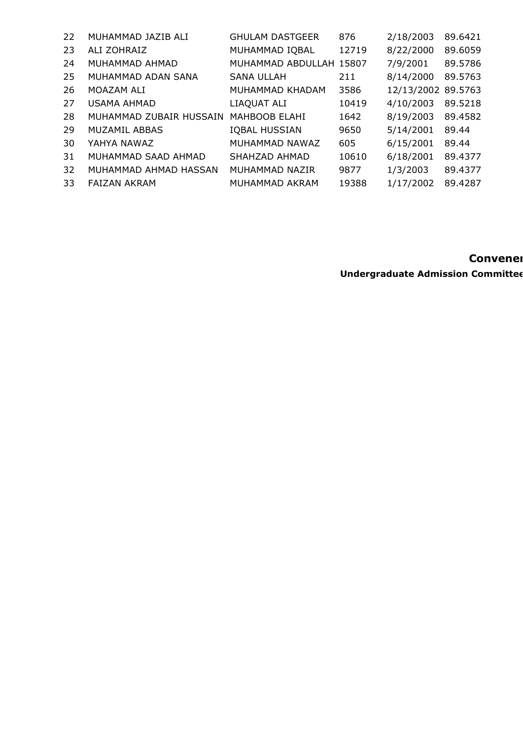| | | | | | |
|---|---|---|---|---|---|
| 22 | MUHAMMAD JAZIB ALI | GHULAM DASTGEER | 876 | 2/18/2003 | 89.6421 |
| 23 | ALI ZOHRAIZ | MUHAMMAD IQBAL | 12719 | 8/22/2000 | 89.6059 |
| 24 | MUHAMMAD AHMAD | MUHAMMAD ABDULLAH | 15807 | 7/9/2001 | 89.5786 |
| 25 | MUHAMMAD ADAN SANA | SANA ULLAH | 211 | 8/14/2000 | 89.5763 |
| 26 | MOAZAM ALI | MUHAMMAD KHADAM | 3586 | 12/13/2002 | 89.5763 |
| 27 | USAMA AHMAD | LIAQUAT ALI | 10419 | 4/10/2003 | 89.5218 |
| 28 | MUHAMMAD ZUBAIR HUSSAIN | MAHBOOB ELAHI | 1642 | 8/19/2003 | 89.4582 |
| 29 | MUZAMIL ABBAS | IQBAL HUSSIAN | 9650 | 5/14/2001 | 89.44 |
| 30 | YAHYA NAWAZ | MUHAMMAD NAWAZ | 605 | 6/15/2001 | 89.44 |
| 31 | MUHAMMAD SAAD AHMAD | SHAHZAD AHMAD | 10610 | 6/18/2001 | 89.4377 |
| 32 | MUHAMMAD AHMAD HASSAN | MUHAMMAD NAZIR | 9877 | 1/3/2003 | 89.4377 |
| 33 | FAIZAN AKRAM | MUHAMMAD AKRAM | 19388 | 1/17/2002 | 89.4287 |

**Convener**

**Undergraduate Admission Committee**